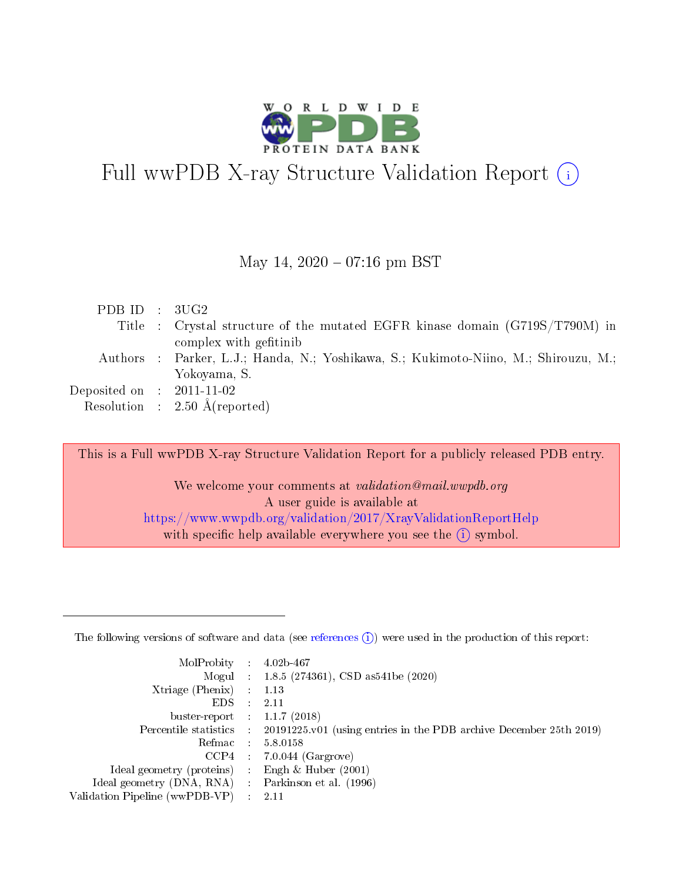# Full wwPDB X-ray Structure Validation Report (i)

May 14, 2020 – 07:16 pm BST

| | | |
|---|---|---|
| PDB ID | : | 3UG2 |
| Title | : | Crystal structure of the mutated EGFR kinase domain (G719S/T790M) in complex with gefitinib |
| Authors | : | Parker, L.J.; Handa, N.; Yoshikawa, S.; Kukimoto-Niino, M.; Shirouzu, M.; Yokoyama, S. |
| Deposited on | : | 2011-11-02 |
| Resolution | : | 2.50 Å(reported) |

This is a Full wwPDB X-ray Structure Validation Report for a publicly released PDB entry.

We welcome your comments at *validation@mail.wwpdb.org*
A user guide is available at
https://www.wwpdb.org/validation/2017/XrayValidationReportHelp
with specific help available everywhere you see the (i) symbol.

---

The following versions of software and data (see references (i)) were used in the production of this report:

| | | |
|---|---|---|
| MolProbity | : | 4.02b-467 |
| Mogul | : | 1.8.5 (274361), CSD as541be (2020) |
| Xtriage (Phenix) | : | 1.13 |
| EDS | : | 2.11 |
| buster-report | : | 1.1.7 (2018) |
| Percentile statistics | : | 20191225.v01 (using entries in the PDB archive December 25th 2019) |
| Refmac | : | 5.8.0158 |
| CCP4 | : | 7.0.044 (Gargrove) |
| Ideal geometry (proteins) | : | Engh & Huber (2001) |
| Ideal geometry (DNA, RNA) | : | Parkinson et al. (1996) |
| Validation Pipeline (wwPDB-VP) | : | 2.11 |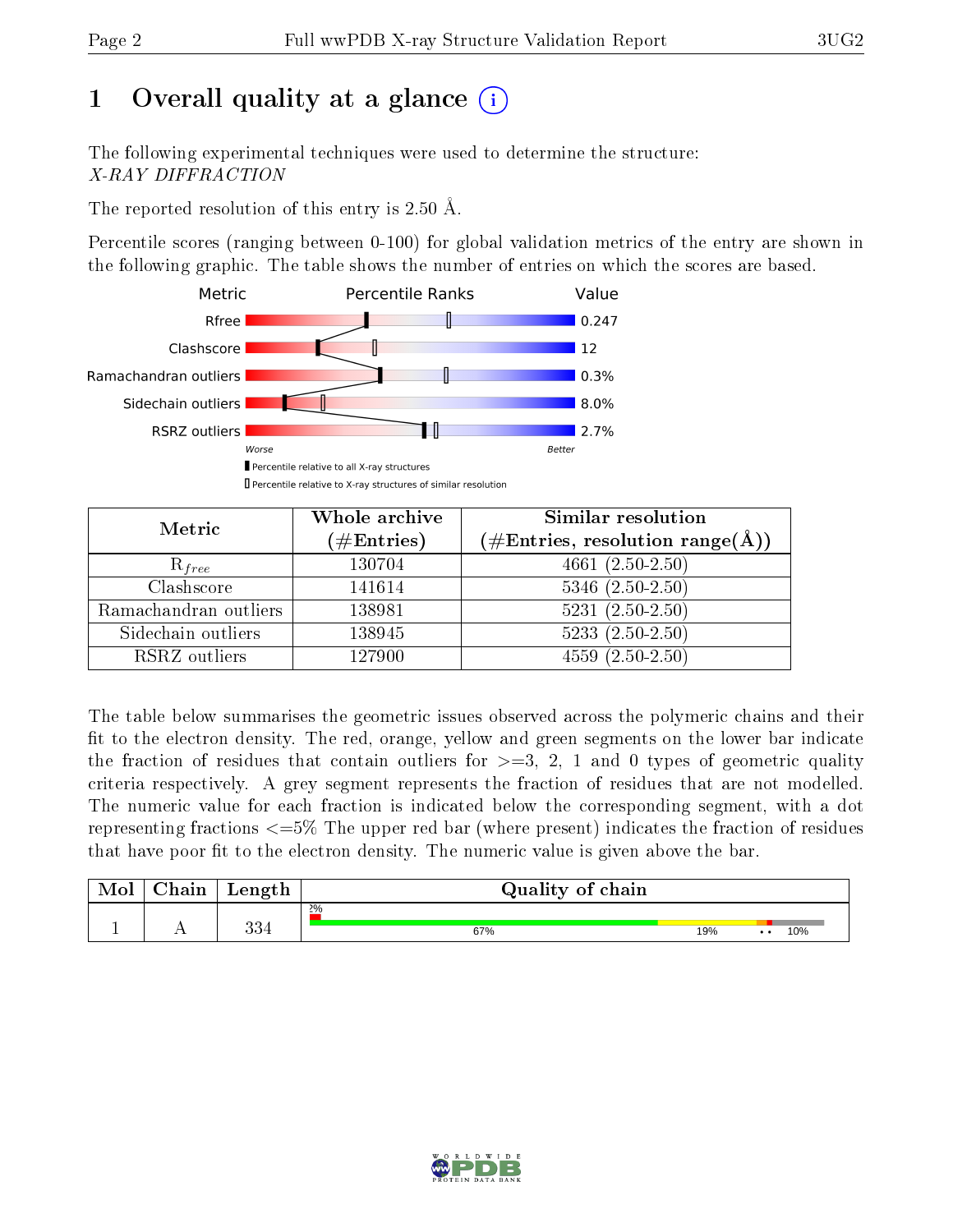# 1 Overall quality at a glance (i)

The following experimental techniques were used to determine the structure:
*X-RAY DIFFRACTION*

The reported resolution of this entry is 2.50 Å.

Percentile scores (ranging between 0-100) for global validation metrics of the entry are shown in the following graphic. The table shows the number of entries on which the scores are based.

| Metric | Value |
|---|---|
| Rfree | 0.247 |
| Clashscore | 12 |
| Ramachandran outliers | 0.3% |
| Sidechain outliers | 8.0% |
| RSRZ outliers | 2.7% |

Worse — Better

▮ Percentile relative to all X-ray structures
▯ Percentile relative to X-ray structures of similar resolution

| Metric | Whole archive (#Entries) | Similar resolution (#Entries, resolution range(Å)) |
|---|---|---|
| $R_{free}$ | 130704 | 4661 (2.50-2.50) |
| Clashscore | 141614 | 5346 (2.50-2.50) |
| Ramachandran outliers | 138981 | 5231 (2.50-2.50) |
| Sidechain outliers | 138945 | 5233 (2.50-2.50) |
| RSRZ outliers | 127900 | 4559 (2.50-2.50) |

The table below summarises the geometric issues observed across the polymeric chains and their fit to the electron density. The red, orange, yellow and green segments on the lower bar indicate the fraction of residues that contain outliers for >=3, 2, 1 and 0 types of geometric quality criteria respectively. A grey segment represents the fraction of residues that are not modelled. The numeric value for each fraction is indicated below the corresponding segment, with a dot representing fractions <=5% The upper red bar (where present) indicates the fraction of residues that have poor fit to the electron density. The numeric value is given above the bar.

| Mol | Chain | Length | Quality of chain |
|---|---|---|---|
| 1 | A | 334 | 2%; 67% 19% • • 10% |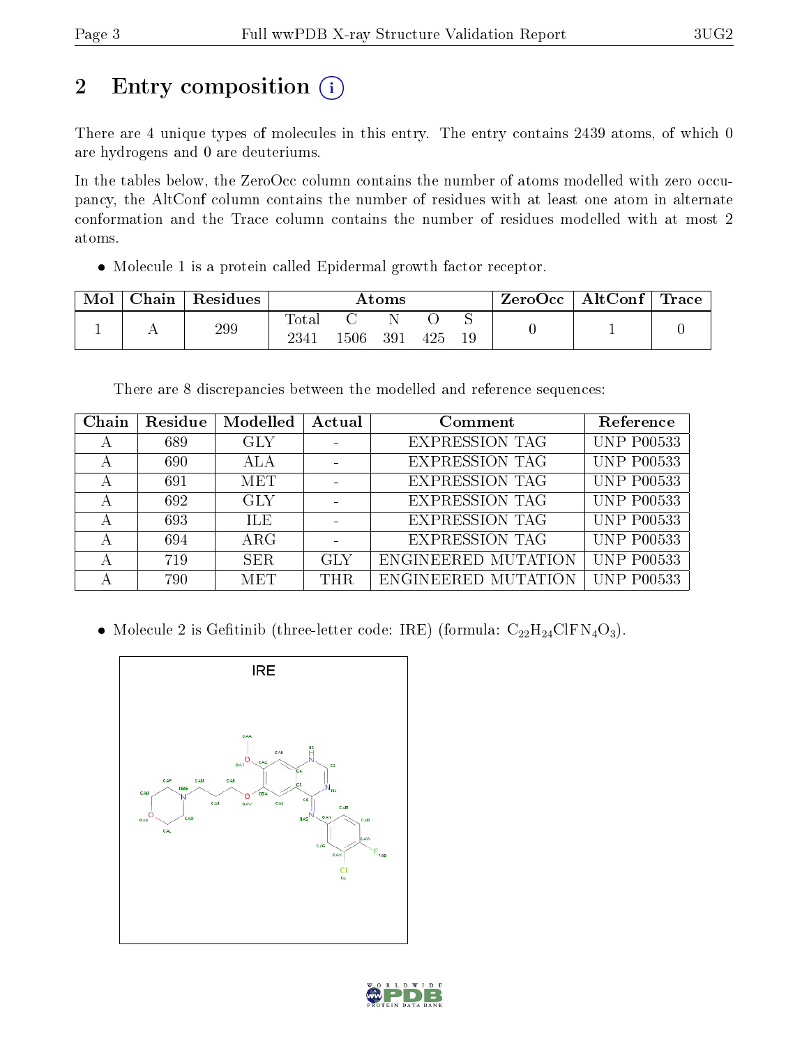# 2 Entry composition

There are 4 unique types of molecules in this entry. The entry contains 2439 atoms, of which 0 are hydrogens and 0 are deuteriums.

In the tables below, the ZeroOcc column contains the number of atoms modelled with zero occupancy, the AltConf column contains the number of residues with at least one atom in alternate conformation and the Trace column contains the number of residues modelled with at most 2 atoms.

- Molecule 1 is a protein called Epidermal growth factor receptor.

| Mol | Chain | Residues | Atoms | | | | | ZeroOcc | AltConf | Trace |
|---|---|---|---|---|---|---|---|---|---|---|
| | | | Total | C | N | O | S | | | |
| 1 | A | 299 | 2341 | 1506 | 391 | 425 | 19 | 0 | 1 | 0 |

There are 8 discrepancies between the modelled and reference sequences:

| Chain | Residue | Modelled | Actual | Comment | Reference |
|---|---|---|---|---|---|
| A | 689 | GLY | - | EXPRESSION TAG | UNP P00533 |
| A | 690 | ALA | - | EXPRESSION TAG | UNP P00533 |
| A | 691 | MET | - | EXPRESSION TAG | UNP P00533 |
| A | 692 | GLY | - | EXPRESSION TAG | UNP P00533 |
| A | 693 | ILE | - | EXPRESSION TAG | UNP P00533 |
| A | 694 | ARG | - | EXPRESSION TAG | UNP P00533 |
| A | 719 | SER | GLY | ENGINEERED MUTATION | UNP P00533 |
| A | 790 | MET | THR | ENGINEERED MUTATION | UNP P00533 |

- Molecule 2 is Gefitinib (three-letter code: IRE) (formula: $C_{22}H_{24}ClFN_4O_3$).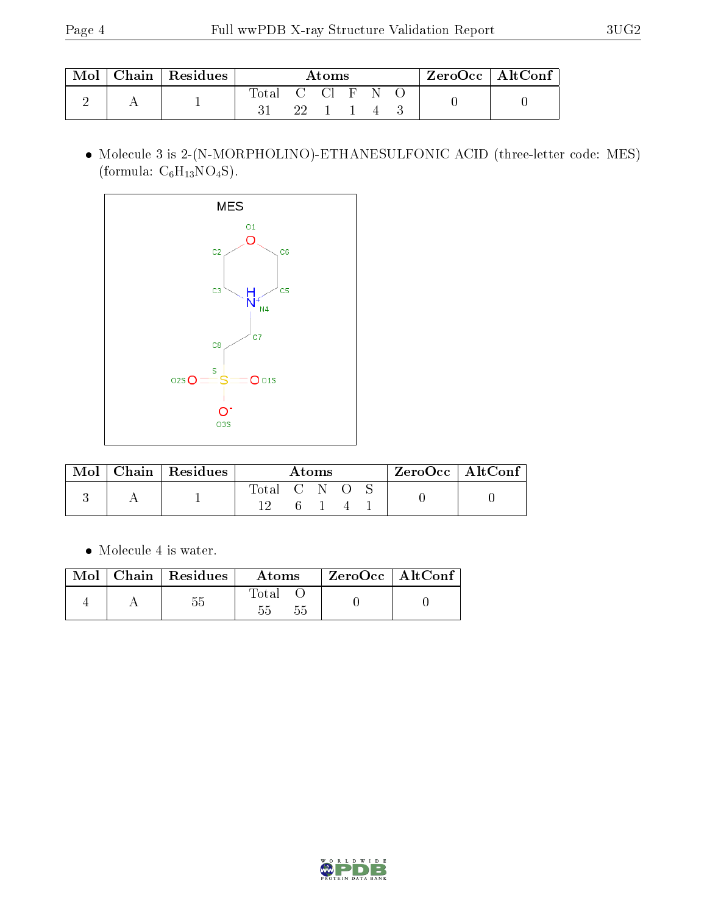| Mol | Chain | Residues | Atoms | | | | | | ZeroOcc | AltConf |
|---|---|---|---|---|---|---|---|---|---|---|
| | | | Total | C | Cl | F | N | O | | |
| 2 | A | 1 | 31 | 22 | 1 | 1 | 4 | 3 | 0 | 0 |

- Molecule 3 is 2-(N-MORPHOLINO)-ETHANESULFONIC ACID (three-letter code: MES) (formula: $C_6H_{13}NO_4S$).

| Mol | Chain | Residues | Atoms | | | | | ZeroOcc | AltConf |
|---|---|---|---|---|---|---|---|---|---|
| | | | Total | C | N | O | S | | |
| 3 | A | 1 | 12 | 6 | 1 | 4 | 1 | 0 | 0 |

- Molecule 4 is water.

| Mol | Chain | Residues | Atoms | | ZeroOcc | AltConf |
|---|---|---|---|---|---|---|
| | | | Total | O | | |
| 4 | A | 55 | 55 | 55 | 0 | 0 |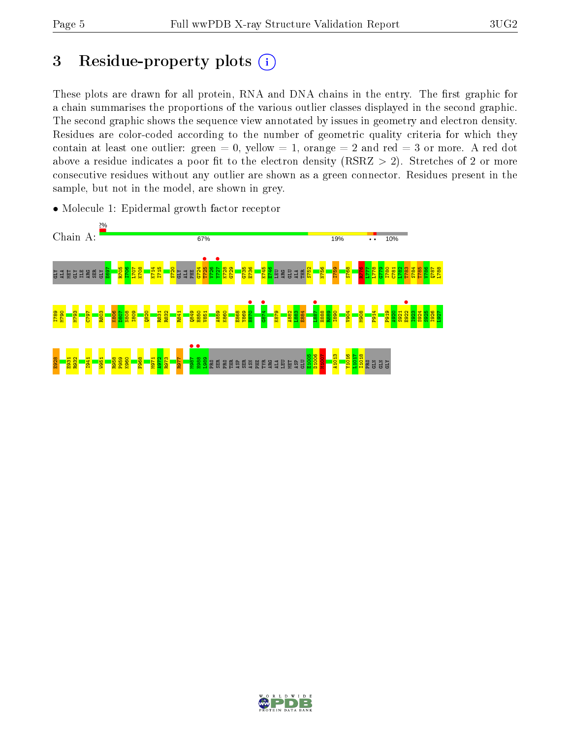# 3 Residue-property plots

These plots are drawn for all protein, RNA and DNA chains in the entry. The first graphic for a chain summarises the proportions of the various outlier classes displayed in the second graphic. The second graphic shows the sequence view annotated by issues in geometry and electron density. Residues are color-coded according to the number of geometric quality criteria for which they contain at least one outlier: green = 0, yellow = 1, orange = 2 and red = 3 or more. A red dot above a residue indicates a poor fit to the electron density (RSRZ > 2). Stretches of 2 or more consecutive residues without any outlier are shown as a green connector. Residues present in the sample, but not in the model, are shown in grey.

- Molecule 1: Epidermal growth factor receptor

Chain A: 2% | 67% | 19% | • • | 10%

GLY ALA MET GLY ILE ARG SER GLY E697 R705 I706 L707 K708 K714 I715 S720 GLY ALA PHE G724 T725 V726 V727 K728 G729 G735 E736 K745 E746 LEU ARG GLU ALA THR S752 N756 I759 S768 N776 L777 L778 G779 I780 C781 L782 T783 S784 T785 V786 Q787 L788

I789 M790 M793 C797 R803 K806 D807 N808 I809 Q820 R831 R832 R841 Q849 H850 V851 A859 K860 E868 Y869 H870 G874 K879 A882 L883 E884 I887 H888 H889 I890 V904 M908 P914 P919 A920 S921 E922 I923 S924 S925 I926 L927

E928 E931 R932 I941 W951 R958 P959 K960 F968 M971 A972 R973 R977 M987 H988 L989 PRO SER PRO THR ASP SER ASN PHE TYR ARG ALA LEU MET ASP GLU E1005 D1006 M1007 A1013 Y1016 L1017 I1018 PRO GLN GLN GLY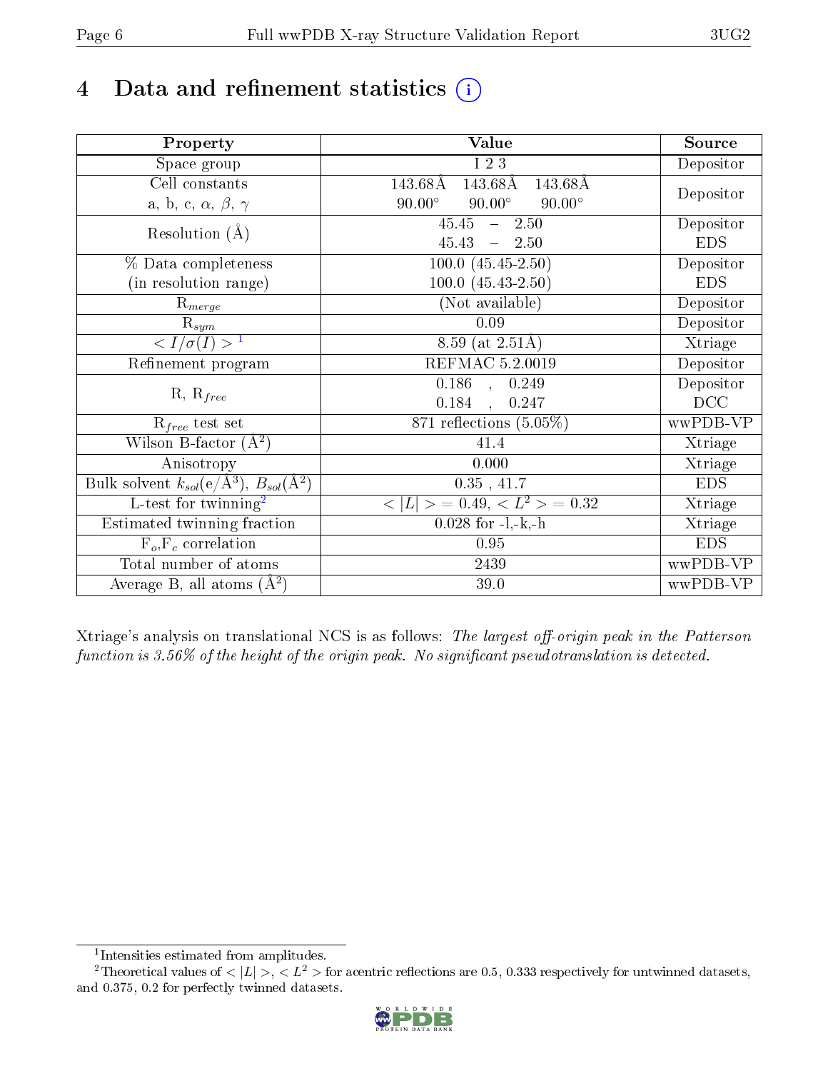# 4 Data and refinement statistics (i)

| Property | Value | Source |
|---|---|---|
| Space group | I 2 3 | Depositor |
| Cell constants<br>a, b, c, $\alpha$, $\beta$, $\gamma$ | 143.68Å 143.68Å 143.68Å<br>90.00° 90.00° 90.00° | Depositor |
| Resolution (Å) | 45.45 – 2.50<br>45.43 – 2.50 | Depositor<br>EDS |
| % Data completeness<br>(in resolution range) | 100.0 (45.45-2.50)<br>100.0 (45.43-2.50) | Depositor<br>EDS |
| $R_{merge}$ | (Not available) | Depositor |
| $R_{sym}$ | 0.09 | Depositor |
| $< I/\sigma(I) >$ [1] | 8.59 (at 2.51Å) | Xtriage |
| Refinement program | REFMAC 5.2.0019 | Depositor |
| R, $R_{free}$ | 0.186 , 0.249<br>0.184 , 0.247 | Depositor<br>DCC |
| $R_{free}$ test set | 871 reflections (5.05%) | wwPDB-VP |
| Wilson B-factor (Å$^2$) | 41.4 | Xtriage |
| Anisotropy | 0.000 | Xtriage |
| Bulk solvent $k_{sol}$(e/Å$^3$), $B_{sol}$(Å$^2$) | 0.35 , 41.7 | EDS |
| L-test for twinning[2] | $< \|L\| >$ = 0.49, $< L^2 >$ = 0.32 | Xtriage |
| Estimated twinning fraction | 0.028 for -l,-k,-h | Xtriage |
| $F_o$,$F_c$ correlation | 0.95 | EDS |
| Total number of atoms | 2439 | wwPDB-VP |
| Average B, all atoms (Å$^2$) | 39.0 | wwPDB-VP |

Xtriage's analysis on translational NCS is as follows: *The largest off-origin peak in the Patterson function is 3.56% of the height of the origin peak. No significant pseudotranslation is detected.*

[1] Intensities estimated from amplitudes.

[2] Theoretical values of $< |L| >$, $< L^2 >$ for acentric reflections are 0.5, 0.333 respectively for untwinned datasets, and 0.375, 0.2 for perfectly twinned datasets.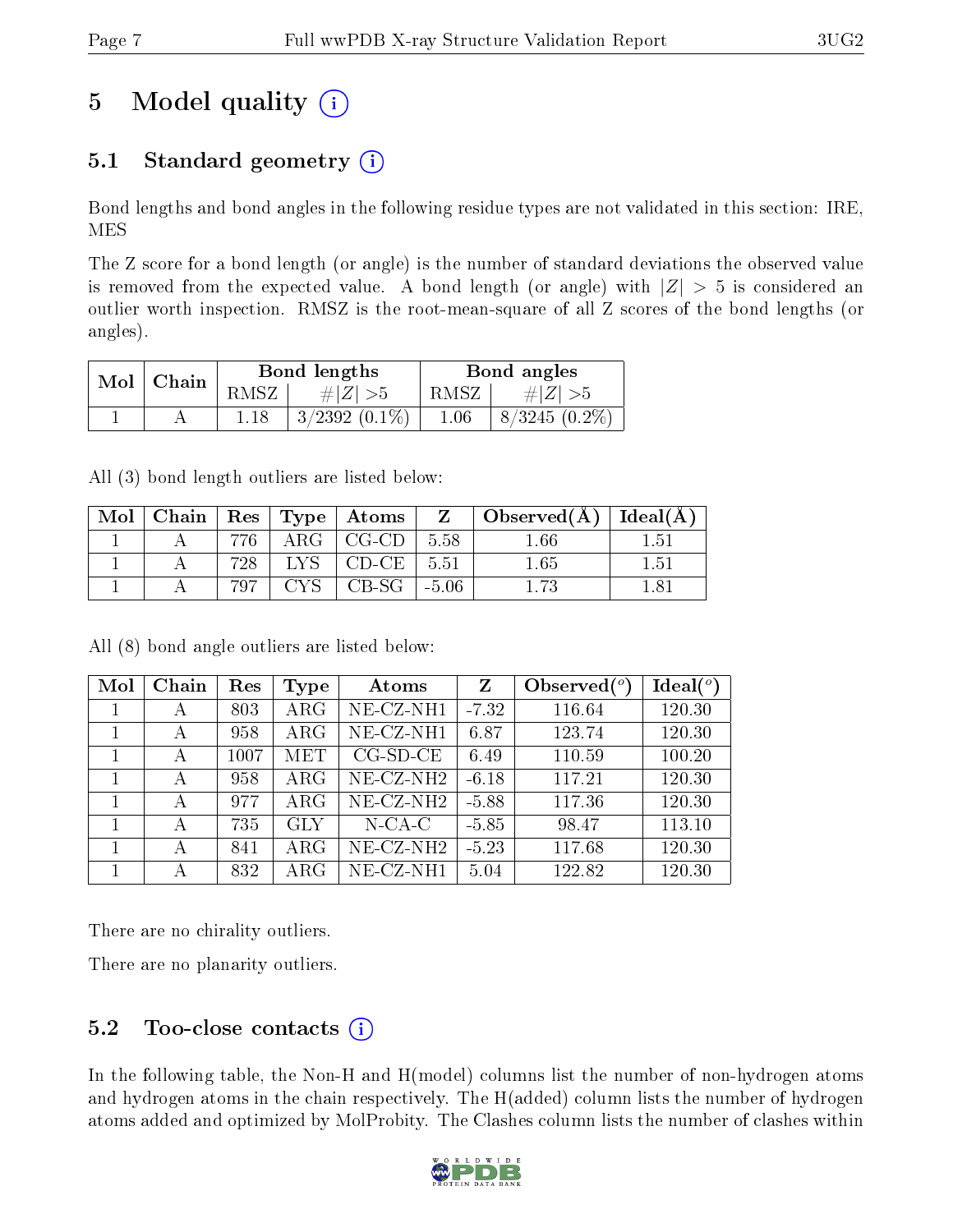# 5 Model quality

## 5.1 Standard geometry

Bond lengths and bond angles in the following residue types are not validated in this section: IRE, MES

The Z score for a bond length (or angle) is the number of standard deviations the observed value is removed from the expected value. A bond length (or angle) with $|Z| > 5$ is considered an outlier worth inspection. RMSZ is the root-mean-square of all Z scores of the bond lengths (or angles).

| Mol | Chain | Bond lengths | | Bond angles | |
|---|---|---|---|---|---|
| | | RMSZ | #$\|Z\|$ >5 | RMSZ | #$\|Z\|$ >5 |
| 1 | A | 1.18 | 3/2392 (0.1%) | 1.06 | 8/3245 (0.2%) |

All (3) bond length outliers are listed below:

| Mol | Chain | Res | Type | Atoms | Z | Observed(Å) | Ideal(Å) |
|---|---|---|---|---|---|---|---|
| 1 | A | 776 | ARG | CG-CD | 5.58 | 1.66 | 1.51 |
| 1 | A | 728 | LYS | CD-CE | 5.51 | 1.65 | 1.51 |
| 1 | A | 797 | CYS | CB-SG | -5.06 | 1.73 | 1.81 |

All (8) bond angle outliers are listed below:

| Mol | Chain | Res | Type | Atoms | Z | Observed($^o$) | Ideal($^o$) |
|---|---|---|---|---|---|---|---|
| 1 | A | 803 | ARG | NE-CZ-NH1 | -7.32 | 116.64 | 120.30 |
| 1 | A | 958 | ARG | NE-CZ-NH1 | 6.87 | 123.74 | 120.30 |
| 1 | A | 1007 | MET | CG-SD-CE | 6.49 | 110.59 | 100.20 |
| 1 | A | 958 | ARG | NE-CZ-NH2 | -6.18 | 117.21 | 120.30 |
| 1 | A | 977 | ARG | NE-CZ-NH2 | -5.88 | 117.36 | 120.30 |
| 1 | A | 735 | GLY | N-CA-C | -5.85 | 98.47 | 113.10 |
| 1 | A | 841 | ARG | NE-CZ-NH2 | -5.23 | 117.68 | 120.30 |
| 1 | A | 832 | ARG | NE-CZ-NH1 | 5.04 | 122.82 | 120.30 |

There are no chirality outliers.

There are no planarity outliers.

## 5.2 Too-close contacts

In the following table, the Non-H and H(model) columns list the number of non-hydrogen atoms and hydrogen atoms in the chain respectively. The H(added) column lists the number of hydrogen atoms added and optimized by MolProbity. The Clashes column lists the number of clashes within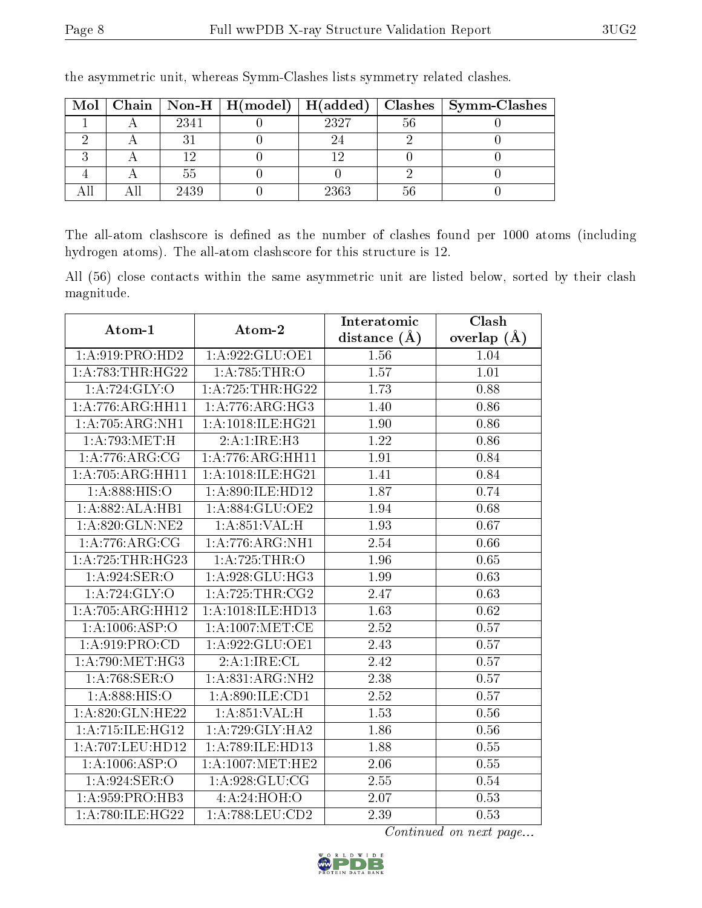the asymmetric unit, whereas Symm-Clashes lists symmetry related clashes.

| Mol | Chain | Non-H | H(model) | H(added) | Clashes | Symm-Clashes |
|---|---|---|---|---|---|---|
| 1 | A | 2341 | 0 | 2327 | 56 | 0 |
| 2 | A | 31 | 0 | 24 | 2 | 0 |
| 3 | A | 12 | 0 | 12 | 0 | 0 |
| 4 | A | 55 | 0 | 0 | 2 | 0 |
| All | All | 2439 | 0 | 2363 | 56 | 0 |

The all-atom clashscore is defined as the number of clashes found per 1000 atoms (including hydrogen atoms). The all-atom clashscore for this structure is 12.

All (56) close contacts within the same asymmetric unit are listed below, sorted by their clash magnitude.

| Atom-1 | Atom-2 | Interatomic distance (Å) | Clash overlap (Å) |
|---|---|---|---|
| 1:A:919:PRO:HD2 | 1:A:922:GLU:OE1 | 1.56 | 1.04 |
| 1:A:783:THR:HG22 | 1:A:785:THR:O | 1.57 | 1.01 |
| 1:A:724:GLY:O | 1:A:725:THR:HG22 | 1.73 | 0.88 |
| 1:A:776:ARG:HH11 | 1:A:776:ARG:HG3 | 1.40 | 0.86 |
| 1:A:705:ARG:NH1 | 1:A:1018:ILE:HG21 | 1.90 | 0.86 |
| 1:A:793:MET:H | 2:A:1:IRE:H3 | 1.22 | 0.86 |
| 1:A:776:ARG:CG | 1:A:776:ARG:HH11 | 1.91 | 0.84 |
| 1:A:705:ARG:HH11 | 1:A:1018:ILE:HG21 | 1.41 | 0.84 |
| 1:A:888:HIS:O | 1:A:890:ILE:HD12 | 1.87 | 0.74 |
| 1:A:882:ALA:HB1 | 1:A:884:GLU:OE2 | 1.94 | 0.68 |
| 1:A:820:GLN:NE2 | 1:A:851:VAL:H | 1.93 | 0.67 |
| 1:A:776:ARG:CG | 1:A:776:ARG:NH1 | 2.54 | 0.66 |
| 1:A:725:THR:HG23 | 1:A:725:THR:O | 1.96 | 0.65 |
| 1:A:924:SER:O | 1:A:928:GLU:HG3 | 1.99 | 0.63 |
| 1:A:724:GLY:O | 1:A:725:THR:CG2 | 2.47 | 0.63 |
| 1:A:705:ARG:HH12 | 1:A:1018:ILE:HD13 | 1.63 | 0.62 |
| 1:A:1006:ASP:O | 1:A:1007:MET:CE | 2.52 | 0.57 |
| 1:A:919:PRO:CD | 1:A:922:GLU:OE1 | 2.43 | 0.57 |
| 1:A:790:MET:HG3 | 2:A:1:IRE:CL | 2.42 | 0.57 |
| 1:A:768:SER:O | 1:A:831:ARG:NH2 | 2.38 | 0.57 |
| 1:A:888:HIS:O | 1:A:890:ILE:CD1 | 2.52 | 0.57 |
| 1:A:820:GLN:HE22 | 1:A:851:VAL:H | 1.53 | 0.56 |
| 1:A:715:ILE:HG12 | 1:A:729:GLY:HA2 | 1.86 | 0.56 |
| 1:A:707:LEU:HD12 | 1:A:789:ILE:HD13 | 1.88 | 0.55 |
| 1:A:1006:ASP:O | 1:A:1007:MET:HE2 | 2.06 | 0.55 |
| 1:A:924:SER:O | 1:A:928:GLU:CG | 2.55 | 0.54 |
| 1:A:959:PRO:HB3 | 4:A:24:HOH:O | 2.07 | 0.53 |
| 1:A:780:ILE:HG22 | 1:A:788:LEU:CD2 | 2.39 | 0.53 |

*Continued on next page...*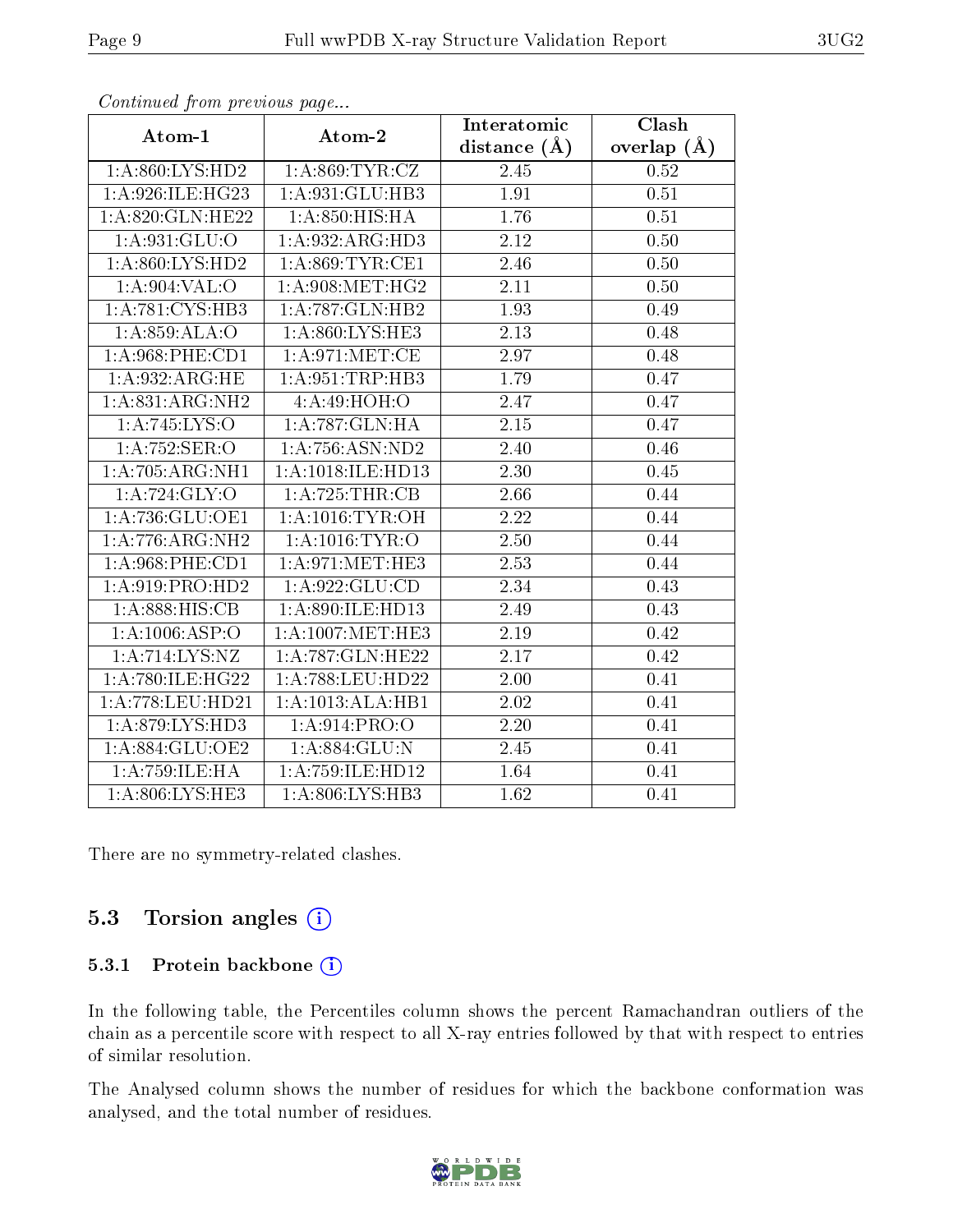*Continued from previous page...*

| Atom-1 | Atom-2 | Interatomic distance (Å) | Clash overlap (Å) |
|---|---|---|---|
| 1:A:860:LYS:HD2 | 1:A:869:TYR:CZ | 2.45 | 0.52 |
| 1:A:926:ILE:HG23 | 1:A:931:GLU:HB3 | 1.91 | 0.51 |
| 1:A:820:GLN:HE22 | 1:A:850:HIS:HA | 1.76 | 0.51 |
| 1:A:931:GLU:O | 1:A:932:ARG:HD3 | 2.12 | 0.50 |
| 1:A:860:LYS:HD2 | 1:A:869:TYR:CE1 | 2.46 | 0.50 |
| 1:A:904:VAL:O | 1:A:908:MET:HG2 | 2.11 | 0.50 |
| 1:A:781:CYS:HB3 | 1:A:787:GLN:HB2 | 1.93 | 0.49 |
| 1:A:859:ALA:O | 1:A:860:LYS:HE3 | 2.13 | 0.48 |
| 1:A:968:PHE:CD1 | 1:A:971:MET:CE | 2.97 | 0.48 |
| 1:A:932:ARG:HE | 1:A:951:TRP:HB3 | 1.79 | 0.47 |
| 1:A:831:ARG:NH2 | 4:A:49:HOH:O | 2.47 | 0.47 |
| 1:A:745:LYS:O | 1:A:787:GLN:HA | 2.15 | 0.47 |
| 1:A:752:SER:O | 1:A:756:ASN:ND2 | 2.40 | 0.46 |
| 1:A:705:ARG:NH1 | 1:A:1018:ILE:HD13 | 2.30 | 0.45 |
| 1:A:724:GLY:O | 1:A:725:THR:CB | 2.66 | 0.44 |
| 1:A:736:GLU:OE1 | 1:A:1016:TYR:OH | 2.22 | 0.44 |
| 1:A:776:ARG:NH2 | 1:A:1016:TYR:O | 2.50 | 0.44 |
| 1:A:968:PHE:CD1 | 1:A:971:MET:HE3 | 2.53 | 0.44 |
| 1:A:919:PRO:HD2 | 1:A:922:GLU:CD | 2.34 | 0.43 |
| 1:A:888:HIS:CB | 1:A:890:ILE:HD13 | 2.49 | 0.43 |
| 1:A:1006:ASP:O | 1:A:1007:MET:HE3 | 2.19 | 0.42 |
| 1:A:714:LYS:NZ | 1:A:787:GLN:HE22 | 2.17 | 0.42 |
| 1:A:780:ILE:HG22 | 1:A:788:LEU:HD22 | 2.00 | 0.41 |
| 1:A:778:LEU:HD21 | 1:A:1013:ALA:HB1 | 2.02 | 0.41 |
| 1:A:879:LYS:HD3 | 1:A:914:PRO:O | 2.20 | 0.41 |
| 1:A:884:GLU:OE2 | 1:A:884:GLU:N | 2.45 | 0.41 |
| 1:A:759:ILE:HA | 1:A:759:ILE:HD12 | 1.64 | 0.41 |
| 1:A:806:LYS:HE3 | 1:A:806:LYS:HB3 | 1.62 | 0.41 |

There are no symmetry-related clashes.

## 5.3 Torsion angles

### 5.3.1 Protein backbone

In the following table, the Percentiles column shows the percent Ramachandran outliers of the chain as a percentile score with respect to all X-ray entries followed by that with respect to entries of similar resolution.

The Analysed column shows the number of residues for which the backbone conformation was analysed, and the total number of residues.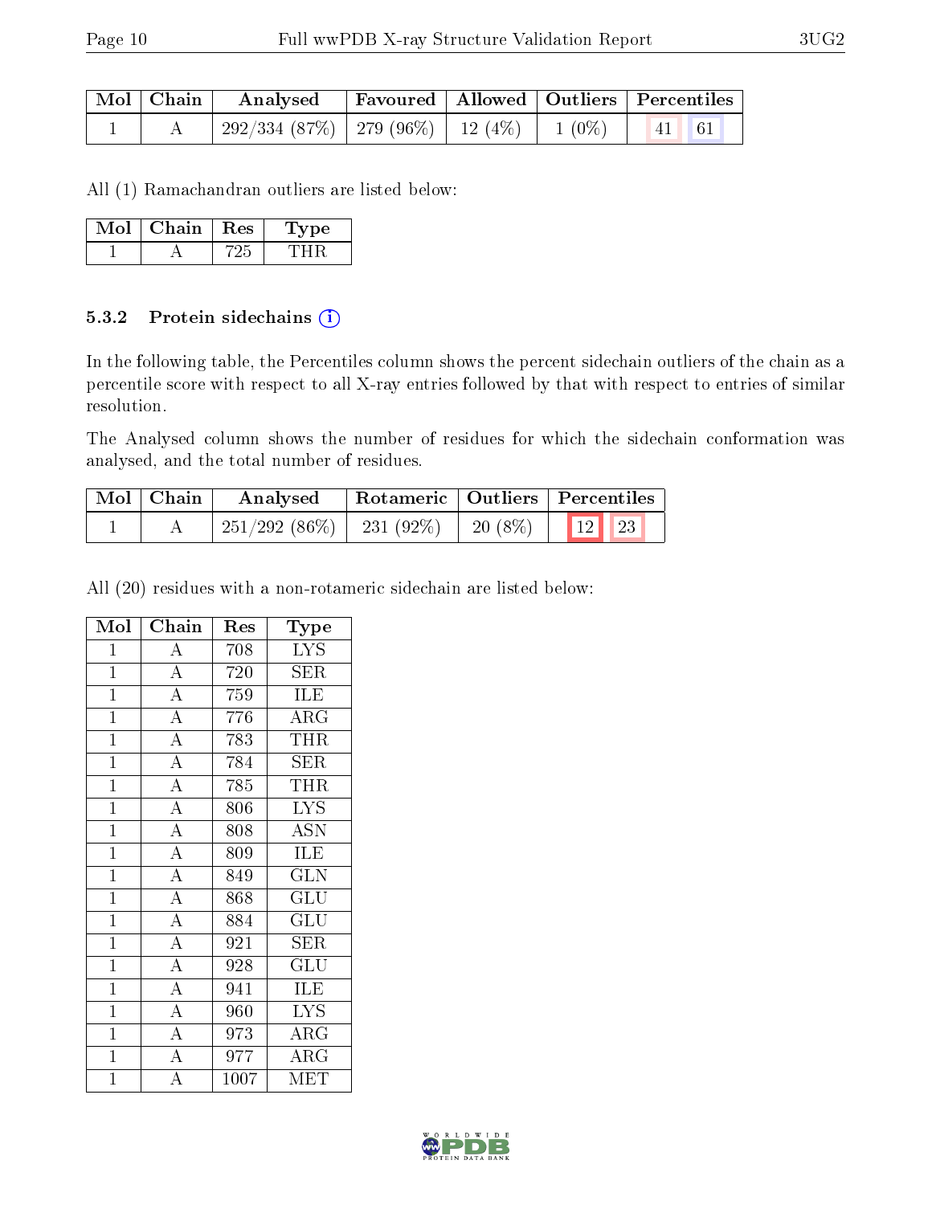| Mol | Chain | Analysed | Favoured | Allowed | Outliers | Percentiles | |
|---|---|---|---|---|---|---|---|
| 1 | A | 292/334 (87%) | 279 (96%) | 12 (4%) | 1 (0%) | 41 | 61 |

All (1) Ramachandran outliers are listed below:

| Mol | Chain | Res | Type |
|---|---|---|---|
| 1 | A | 725 | THR |

### 5.3.2 Protein sidechains

In the following table, the Percentiles column shows the percent sidechain outliers of the chain as a percentile score with respect to all X-ray entries followed by that with respect to entries of similar resolution.

The Analysed column shows the number of residues for which the sidechain conformation was analysed, and the total number of residues.

| Mol | Chain | Analysed | Rotameric | Outliers | Percentiles | |
|---|---|---|---|---|---|---|
| 1 | A | 251/292 (86%) | 231 (92%) | 20 (8%) | 12 | 23 |

All (20) residues with a non-rotameric sidechain are listed below:

| Mol | Chain | Res | Type |
|---|---|---|---|
| 1 | A | 708 | LYS |
| 1 | A | 720 | SER |
| 1 | A | 759 | ILE |
| 1 | A | 776 | ARG |
| 1 | A | 783 | THR |
| 1 | A | 784 | SER |
| 1 | A | 785 | THR |
| 1 | A | 806 | LYS |
| 1 | A | 808 | ASN |
| 1 | A | 809 | ILE |
| 1 | A | 849 | GLN |
| 1 | A | 868 | GLU |
| 1 | A | 884 | GLU |
| 1 | A | 921 | SER |
| 1 | A | 928 | GLU |
| 1 | A | 941 | ILE |
| 1 | A | 960 | LYS |
| 1 | A | 973 | ARG |
| 1 | A | 977 | ARG |
| 1 | A | 1007 | MET |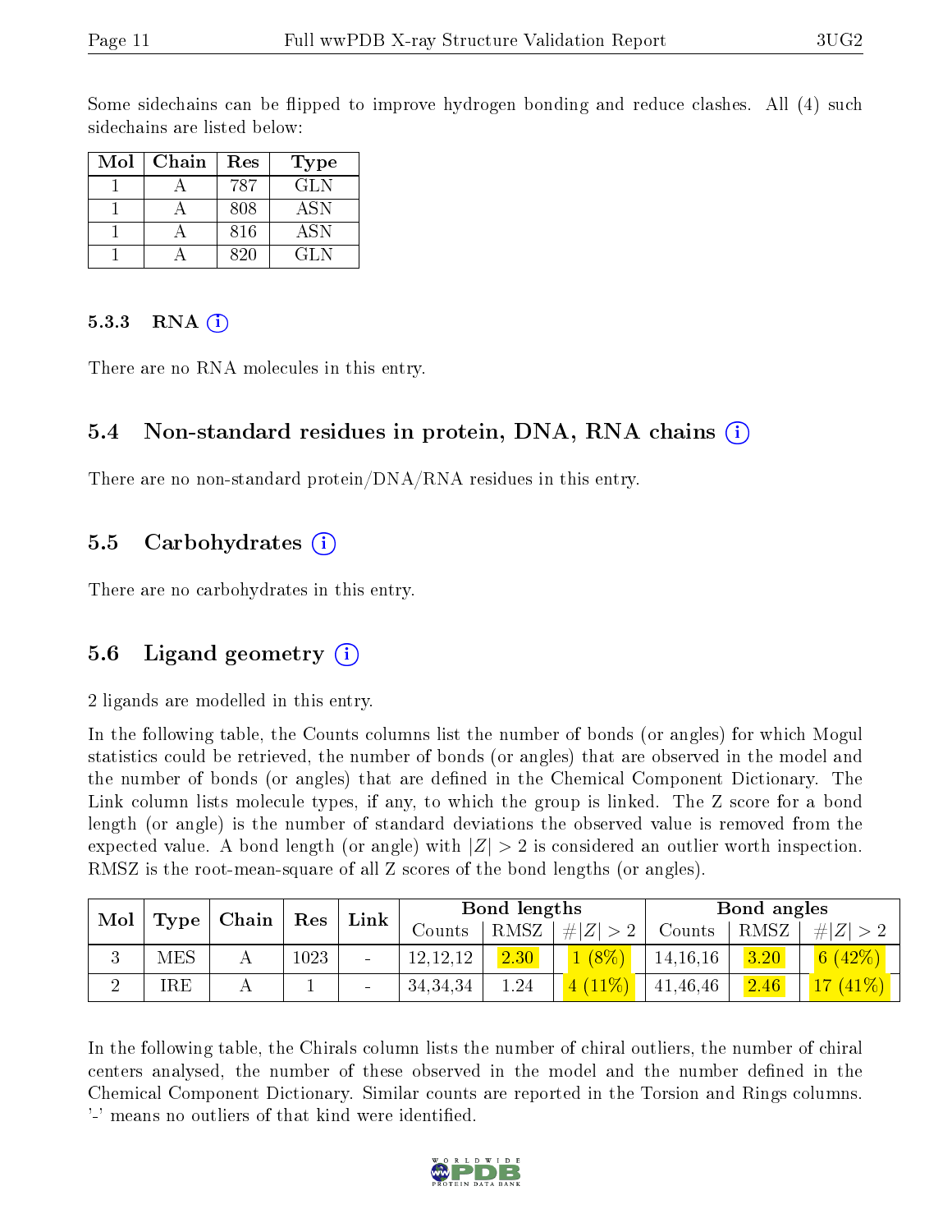Some sidechains can be flipped to improve hydrogen bonding and reduce clashes. All (4) such sidechains are listed below:

| Mol | Chain | Res | Type |
|---|---|---|---|
| 1 | A | 787 | GLN |
| 1 | A | 808 | ASN |
| 1 | A | 816 | ASN |
| 1 | A | 820 | GLN |

#### 5.3.3 RNA

There are no RNA molecules in this entry.

### 5.4 Non-standard residues in protein, DNA, RNA chains

There are no non-standard protein/DNA/RNA residues in this entry.

### 5.5 Carbohydrates

There are no carbohydrates in this entry.

### 5.6 Ligand geometry

2 ligands are modelled in this entry.

In the following table, the Counts columns list the number of bonds (or angles) for which Mogul statistics could be retrieved, the number of bonds (or angles) that are observed in the model and the number of bonds (or angles) that are defined in the Chemical Component Dictionary. The Link column lists molecule types, if any, to which the group is linked. The Z score for a bond length (or angle) is the number of standard deviations the observed value is removed from the expected value. A bond length (or angle) with $|Z| > 2$ is considered an outlier worth inspection. RMSZ is the root-mean-square of all Z scores of the bond lengths (or angles).

| Mol | Type | Chain | Res | Link | Bond lengths | | | Bond angles | | |
|---|---|---|---|---|---|---|---|---|---|---|
| | | | | | Counts | RMSZ | $\#\|Z\|>2$ | Counts | RMSZ | $\#\|Z\|>2$ |
| 3 | MES | A | 1023 | - | 12,12,12 | 2.30 | 1 (8%) | 14,16,16 | 3.20 | 6 (42%) |
| 2 | IRE | A | 1 | - | 34,34,34 | 1.24 | 4 (11%) | 41,46,46 | 2.46 | 17 (41%) |

In the following table, the Chirals column lists the number of chiral outliers, the number of chiral centers analysed, the number of these observed in the model and the number defined in the Chemical Component Dictionary. Similar counts are reported in the Torsion and Rings columns. '-' means no outliers of that kind were identified.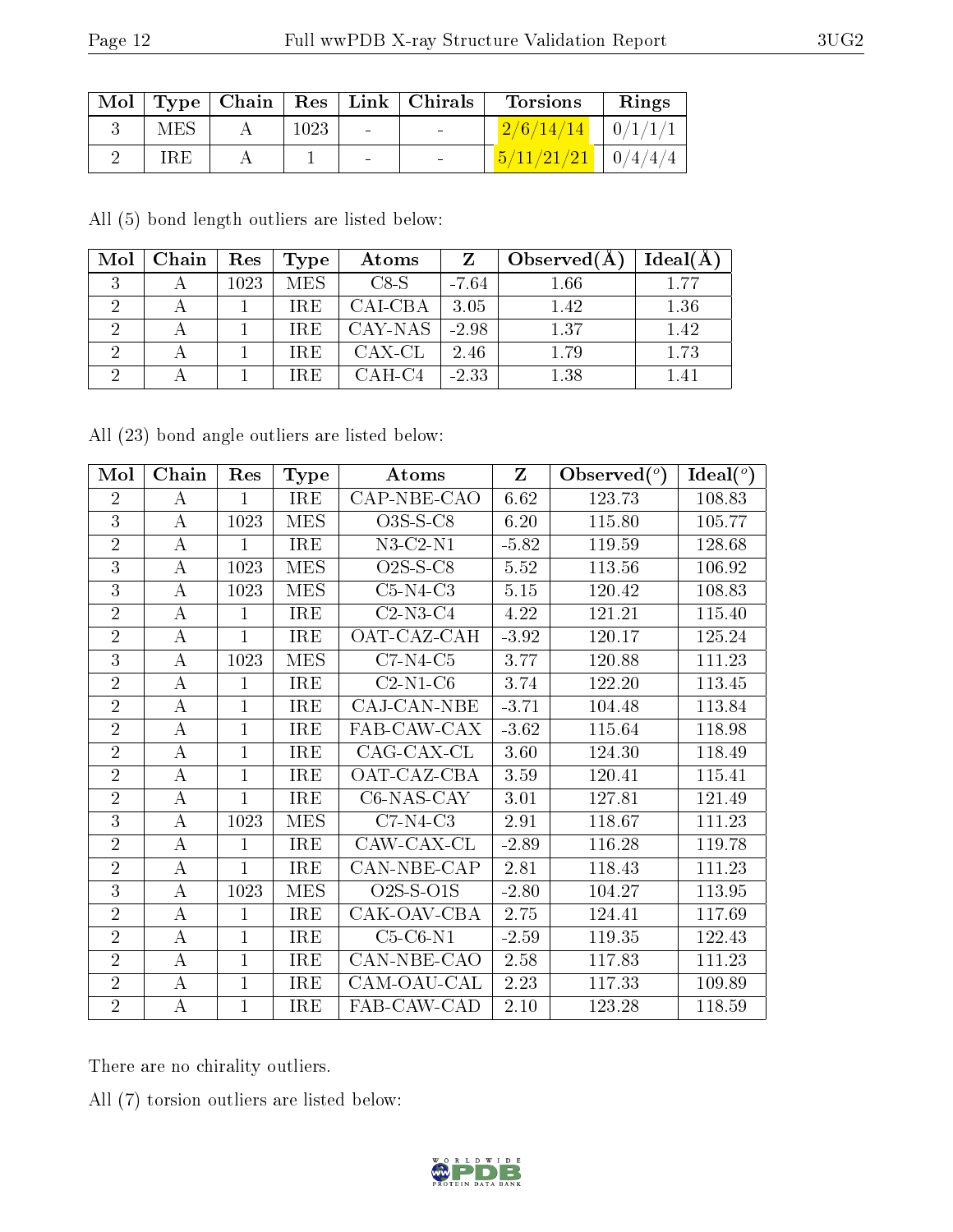| Mol | Type | Chain | Res | Link | Chirals | Torsions | Rings |
|---|---|---|---|---|---|---|---|
| 3 | MES | A | 1023 | - | - | 2/6/14/14 | 0/1/1/1 |
| 2 | IRE | A | 1 | - | - | 5/11/21/21 | 0/4/4/4 |

All (5) bond length outliers are listed below:

| Mol | Chain | Res | Type | Atoms | Z | Observed(Å) | Ideal(Å) |
|---|---|---|---|---|---|---|---|
| 3 | A | 1023 | MES | C8-S | -7.64 | 1.66 | 1.77 |
| 2 | A | 1 | IRE | CAI-CBA | 3.05 | 1.42 | 1.36 |
| 2 | A | 1 | IRE | CAY-NAS | -2.98 | 1.37 | 1.42 |
| 2 | A | 1 | IRE | CAX-CL | 2.46 | 1.79 | 1.73 |
| 2 | A | 1 | IRE | CAH-C4 | -2.33 | 1.38 | 1.41 |

All (23) bond angle outliers are listed below:

| Mol | Chain | Res | Type | Atoms | Z | Observed($^o$) | Ideal($^o$) |
|---|---|---|---|---|---|---|---|
| 2 | A | 1 | IRE | CAP-NBE-CAO | 6.62 | 123.73 | 108.83 |
| 3 | A | 1023 | MES | O3S-S-C8 | 6.20 | 115.80 | 105.77 |
| 2 | A | 1 | IRE | N3-C2-N1 | -5.82 | 119.59 | 128.68 |
| 3 | A | 1023 | MES | O2S-S-C8 | 5.52 | 113.56 | 106.92 |
| 3 | A | 1023 | MES | C5-N4-C3 | 5.15 | 120.42 | 108.83 |
| 2 | A | 1 | IRE | C2-N3-C4 | 4.22 | 121.21 | 115.40 |
| 2 | A | 1 | IRE | OAT-CAZ-CAH | -3.92 | 120.17 | 125.24 |
| 3 | A | 1023 | MES | C7-N4-C5 | 3.77 | 120.88 | 111.23 |
| 2 | A | 1 | IRE | C2-N1-C6 | 3.74 | 122.20 | 113.45 |
| 2 | A | 1 | IRE | CAJ-CAN-NBE | -3.71 | 104.48 | 113.84 |
| 2 | A | 1 | IRE | FAB-CAW-CAX | -3.62 | 115.64 | 118.98 |
| 2 | A | 1 | IRE | CAG-CAX-CL | 3.60 | 124.30 | 118.49 |
| 2 | A | 1 | IRE | OAT-CAZ-CBA | 3.59 | 120.41 | 115.41 |
| 2 | A | 1 | IRE | C6-NAS-CAY | 3.01 | 127.81 | 121.49 |
| 3 | A | 1023 | MES | C7-N4-C3 | 2.91 | 118.67 | 111.23 |
| 2 | A | 1 | IRE | CAW-CAX-CL | -2.89 | 116.28 | 119.78 |
| 2 | A | 1 | IRE | CAN-NBE-CAP | 2.81 | 118.43 | 111.23 |
| 3 | A | 1023 | MES | O2S-S-O1S | -2.80 | 104.27 | 113.95 |
| 2 | A | 1 | IRE | CAK-OAV-CBA | 2.75 | 124.41 | 117.69 |
| 2 | A | 1 | IRE | C5-C6-N1 | -2.59 | 119.35 | 122.43 |
| 2 | A | 1 | IRE | CAN-NBE-CAO | 2.58 | 117.83 | 111.23 |
| 2 | A | 1 | IRE | CAM-OAU-CAL | 2.23 | 117.33 | 109.89 |
| 2 | A | 1 | IRE | FAB-CAW-CAD | 2.10 | 123.28 | 118.59 |

There are no chirality outliers.

All (7) torsion outliers are listed below: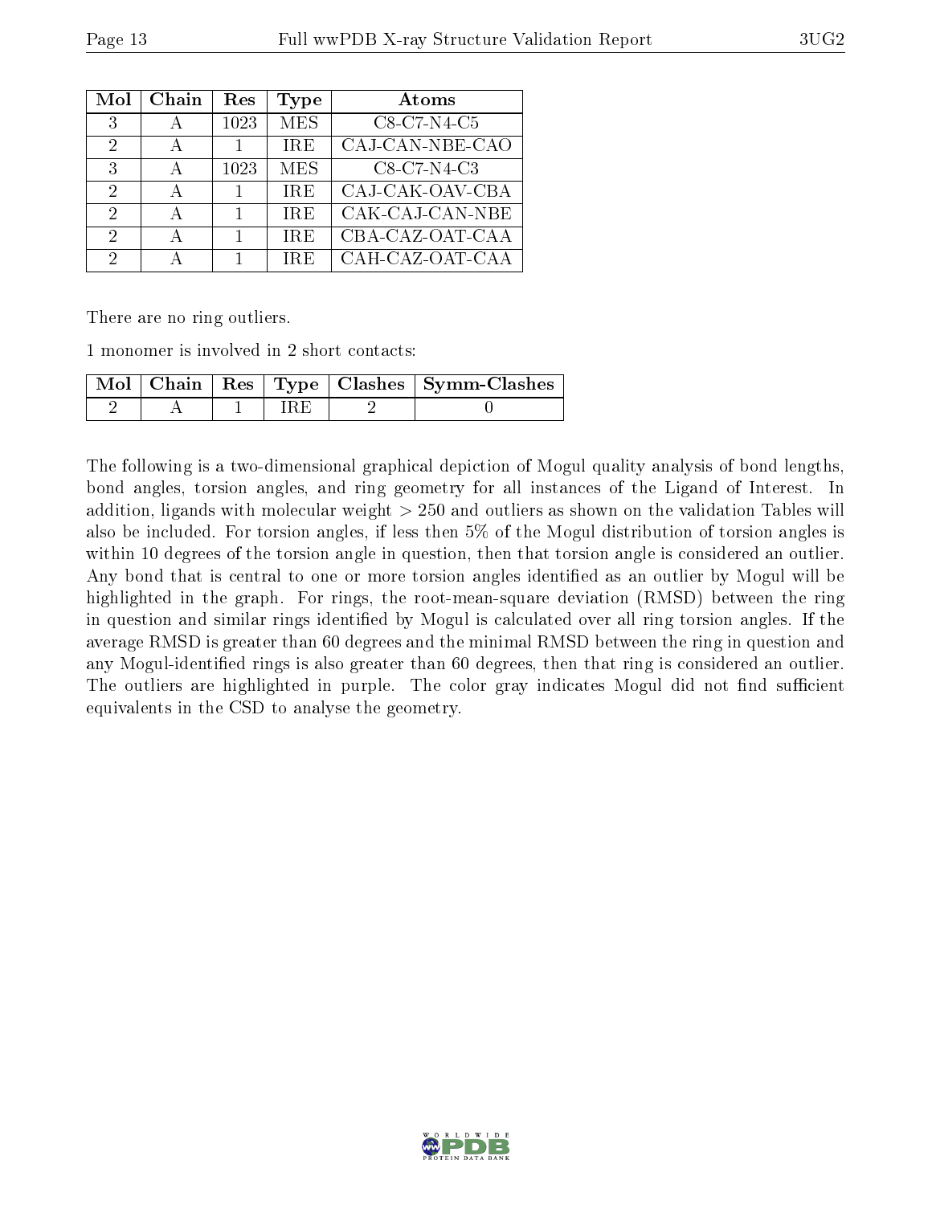| Mol | Chain | Res | Type | Atoms |
|---|---|---|---|---|
| 3 | A | 1023 | MES | C8-C7-N4-C5 |
| 2 | A | 1 | IRE | CAJ-CAN-NBE-CAO |
| 3 | A | 1023 | MES | C8-C7-N4-C3 |
| 2 | A | 1 | IRE | CAJ-CAK-OAV-CBA |
| 2 | A | 1 | IRE | CAK-CAJ-CAN-NBE |
| 2 | A | 1 | IRE | CBA-CAZ-OAT-CAA |
| 2 | A | 1 | IRE | CAH-CAZ-OAT-CAA |

There are no ring outliers.

1 monomer is involved in 2 short contacts:

| Mol | Chain | Res | Type | Clashes | Symm-Clashes |
|---|---|---|---|---|---|
| 2 | A | 1 | IRE | 2 | 0 |

The following is a two-dimensional graphical depiction of Mogul quality analysis of bond lengths, bond angles, torsion angles, and ring geometry for all instances of the Ligand of Interest. In addition, ligands with molecular weight > 250 and outliers as shown on the validation Tables will also be included. For torsion angles, if less then 5% of the Mogul distribution of torsion angles is within 10 degrees of the torsion angle in question, then that torsion angle is considered an outlier. Any bond that is central to one or more torsion angles identified as an outlier by Mogul will be highlighted in the graph. For rings, the root-mean-square deviation (RMSD) between the ring in question and similar rings identified by Mogul is calculated over all ring torsion angles. If the average RMSD is greater than 60 degrees and the minimal RMSD between the ring in question and any Mogul-identified rings is also greater than 60 degrees, then that ring is considered an outlier. The outliers are highlighted in purple. The color gray indicates Mogul did not find sufficient equivalents in the CSD to analyse the geometry.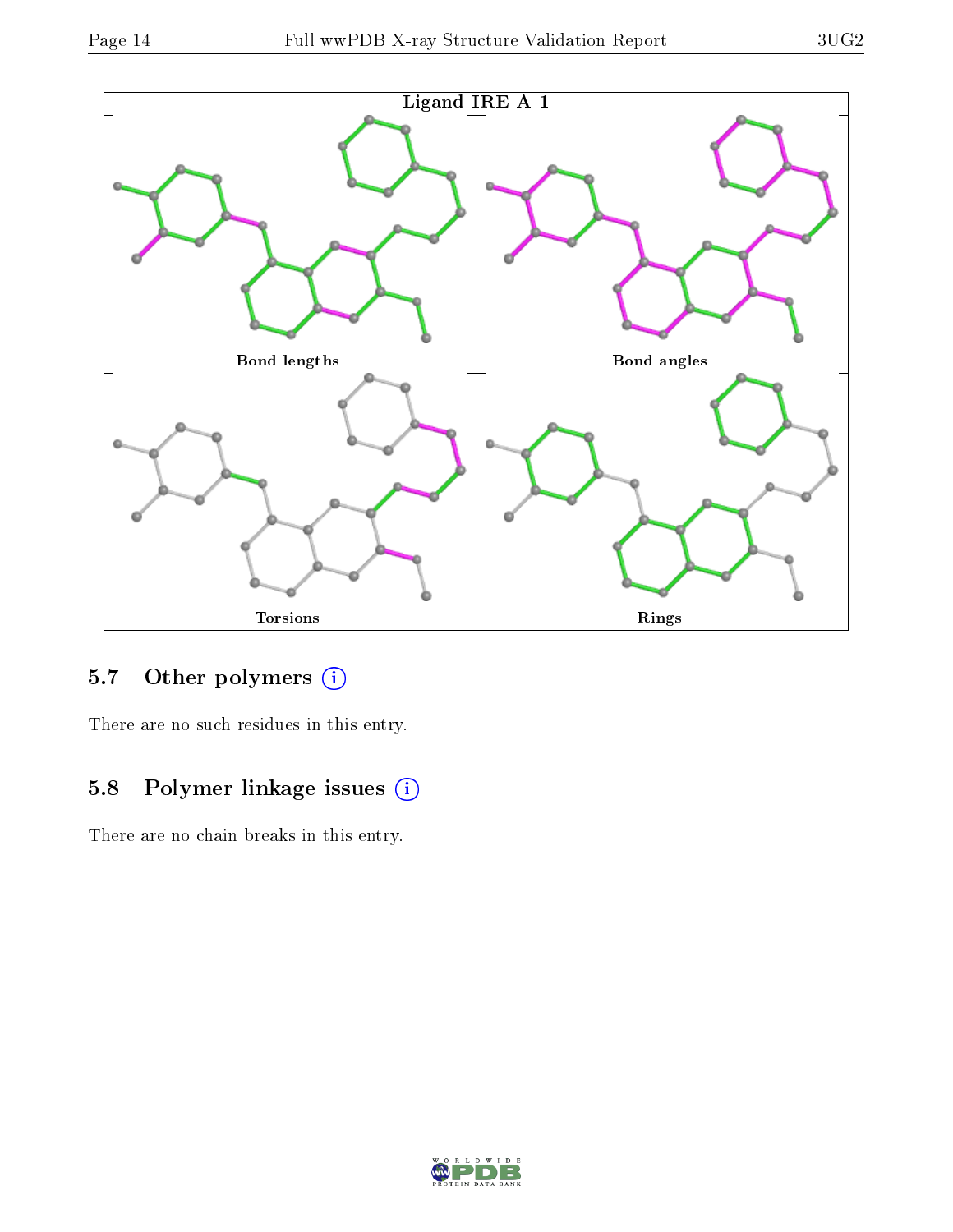Ligand IRE A 1

Bond lengths

Bond angles

Torsions

Rings

## 5.7 Other polymers

There are no such residues in this entry.

## 5.8 Polymer linkage issues

There are no chain breaks in this entry.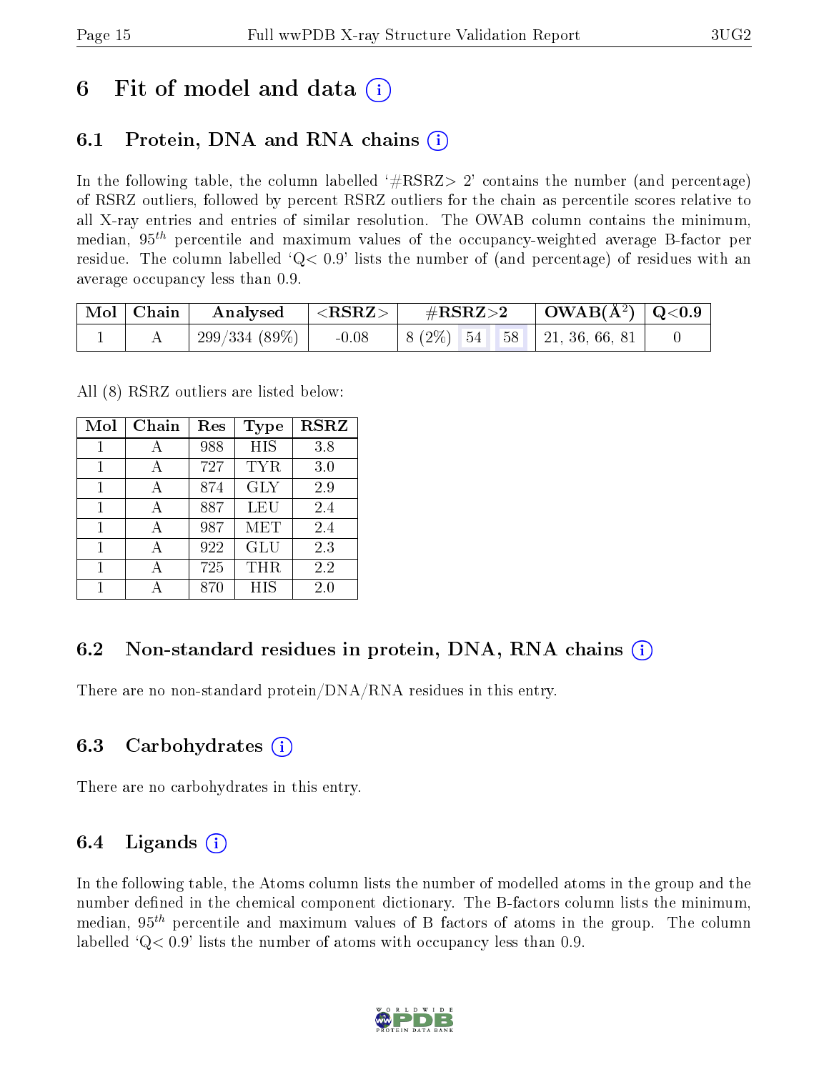# 6 Fit of model and data

## 6.1 Protein, DNA and RNA chains

In the following table, the column labelled '#RSRZ> 2' contains the number (and percentage) of RSRZ outliers, followed by percent RSRZ outliers for the chain as percentile scores relative to all X-ray entries and entries of similar resolution. The OWAB column contains the minimum, median, $95^{th}$ percentile and maximum values of the occupancy-weighted average B-factor per residue. The column labelled 'Q< 0.9' lists the number of (and percentage) of residues with an average occupancy less than 0.9.

| Mol | Chain | Analysed | <RSRZ> | #RSRZ>2 | | | OWAB($Å^2$) | Q<0.9 |
|---|---|---|---|---|---|---|---|---|
| 1 | A | 299/334 (89%) | -0.08 | 8 (2%) | 54 | 58 | 21, 36, 66, 81 | 0 |

All (8) RSRZ outliers are listed below:

| Mol | Chain | Res | Type | RSRZ |
|---|---|---|---|---|
| 1 | A | 988 | HIS | 3.8 |
| 1 | A | 727 | TYR | 3.0 |
| 1 | A | 874 | GLY | 2.9 |
| 1 | A | 887 | LEU | 2.4 |
| 1 | A | 987 | MET | 2.4 |
| 1 | A | 922 | GLU | 2.3 |
| 1 | A | 725 | THR | 2.2 |
| 1 | A | 870 | HIS | 2.0 |

## 6.2 Non-standard residues in protein, DNA, RNA chains

There are no non-standard protein/DNA/RNA residues in this entry.

## 6.3 Carbohydrates

There are no carbohydrates in this entry.

## 6.4 Ligands

In the following table, the Atoms column lists the number of modelled atoms in the group and the number defined in the chemical component dictionary. The B-factors column lists the minimum, median, $95^{th}$ percentile and maximum values of B factors of atoms in the group. The column labelled 'Q< 0.9' lists the number of atoms with occupancy less than 0.9.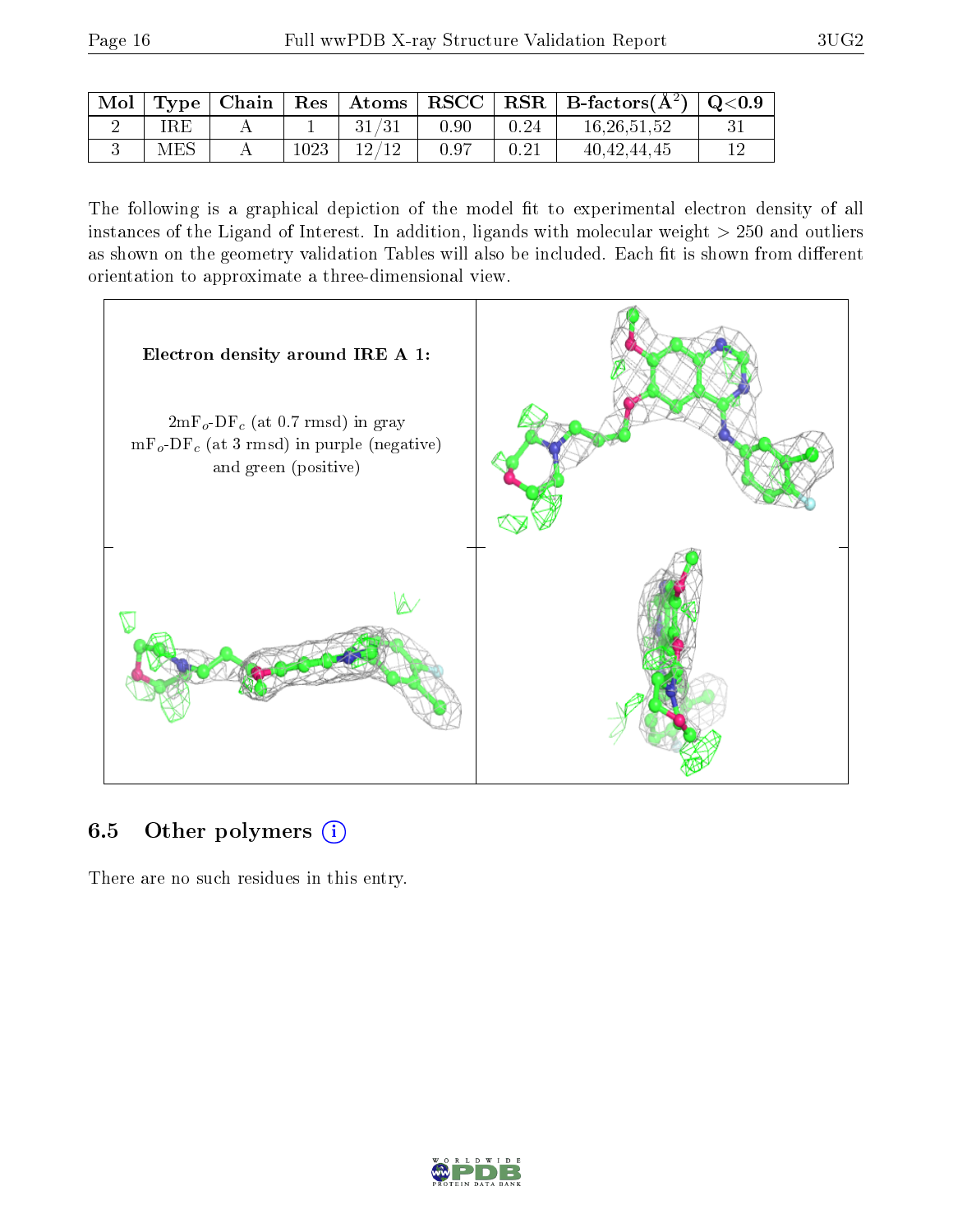| Mol | Type | Chain | Res | Atoms | RSCC | RSR | B-factors($Å^2$) | Q<0.9 |
|---|---|---|---|---|---|---|---|---|
| 2 | IRE | A | 1 | 31/31 | 0.90 | 0.24 | 16,26,51,52 | 31 |
| 3 | MES | A | 1023 | 12/12 | 0.97 | 0.21 | 40,42,44,45 | 12 |

The following is a graphical depiction of the model fit to experimental electron density of all instances of the Ligand of Interest. In addition, ligands with molecular weight > 250 and outliers as shown on the geometry validation Tables will also be included. Each fit is shown from different orientation to approximate a three-dimensional view.

**Electron density around IRE A 1:**

$2mF_o$-$DF_c$ (at 0.7 rmsd) in gray
$mF_o$-$DF_c$ (at 3 rmsd) in purple (negative) and green (positive)

## 6.5 Other polymers

There are no such residues in this entry.